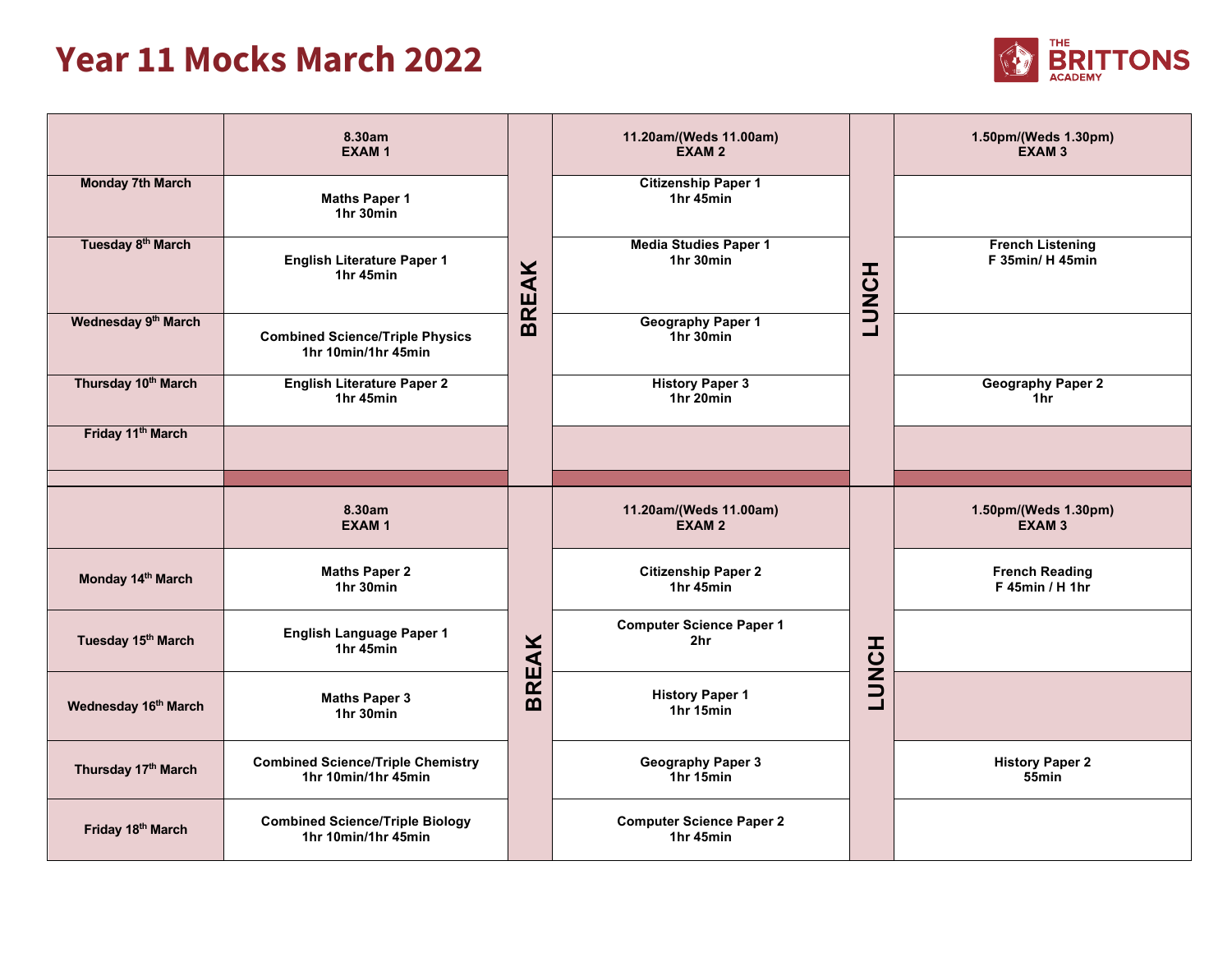# Year 11 Mocks March 2022

THE BRITTONS ACADEMY

| | 8.30am<br>EXAM 1 | | 11.20am/(Weds 11.00am)<br>EXAM 2 | | 1.50pm/(Weds 1.30pm)<br>EXAM 3 |
|---|---|---|---|---|---|
| Monday 7th March | Maths Paper 1<br>1hr 30min | BREAK | Citizenship Paper 1<br>1hr 45min | LUNCH | |
| Tuesday 8th March | English Literature Paper 1<br>1hr 45min | BREAK | Media Studies Paper 1<br>1hr 30min | LUNCH | French Listening<br>F 35min/ H 45min |
| Wednesday 9th March | Combined Science/Triple Physics<br>1hr 10min/1hr 45min | BREAK | Geography Paper 1<br>1hr 30min | LUNCH | |
| Thursday 10th March | English Literature Paper 2<br>1hr 45min | BREAK | History Paper 3<br>1hr 20min | LUNCH | Geography Paper 2<br>1hr |
| Friday 11th March | | BREAK | | LUNCH | |

| | 8.30am<br>EXAM 1 | | 11.20am/(Weds 11.00am)<br>EXAM 2 | | 1.50pm/(Weds 1.30pm)<br>EXAM 3 |
|---|---|---|---|---|---|
| Monday 14th March | Maths Paper 2<br>1hr 30min | BREAK | Citizenship Paper 2<br>1hr 45min | LUNCH | French Reading<br>F 45min / H 1hr |
| Tuesday 15th March | English Language Paper 1<br>1hr 45min | BREAK | Computer Science Paper 1<br>2hr | LUNCH | |
| Wednesday 16th March | Maths Paper 3<br>1hr 30min | BREAK | History Paper 1<br>1hr 15min | LUNCH | |
| Thursday 17th March | Combined Science/Triple Chemistry<br>1hr 10min/1hr 45min | BREAK | Geography Paper 3<br>1hr 15min | LUNCH | History Paper 2<br>55min |
| Friday 18th March | Combined Science/Triple Biology<br>1hr 10min/1hr 45min | BREAK | Computer Science Paper 2<br>1hr 45min | LUNCH | |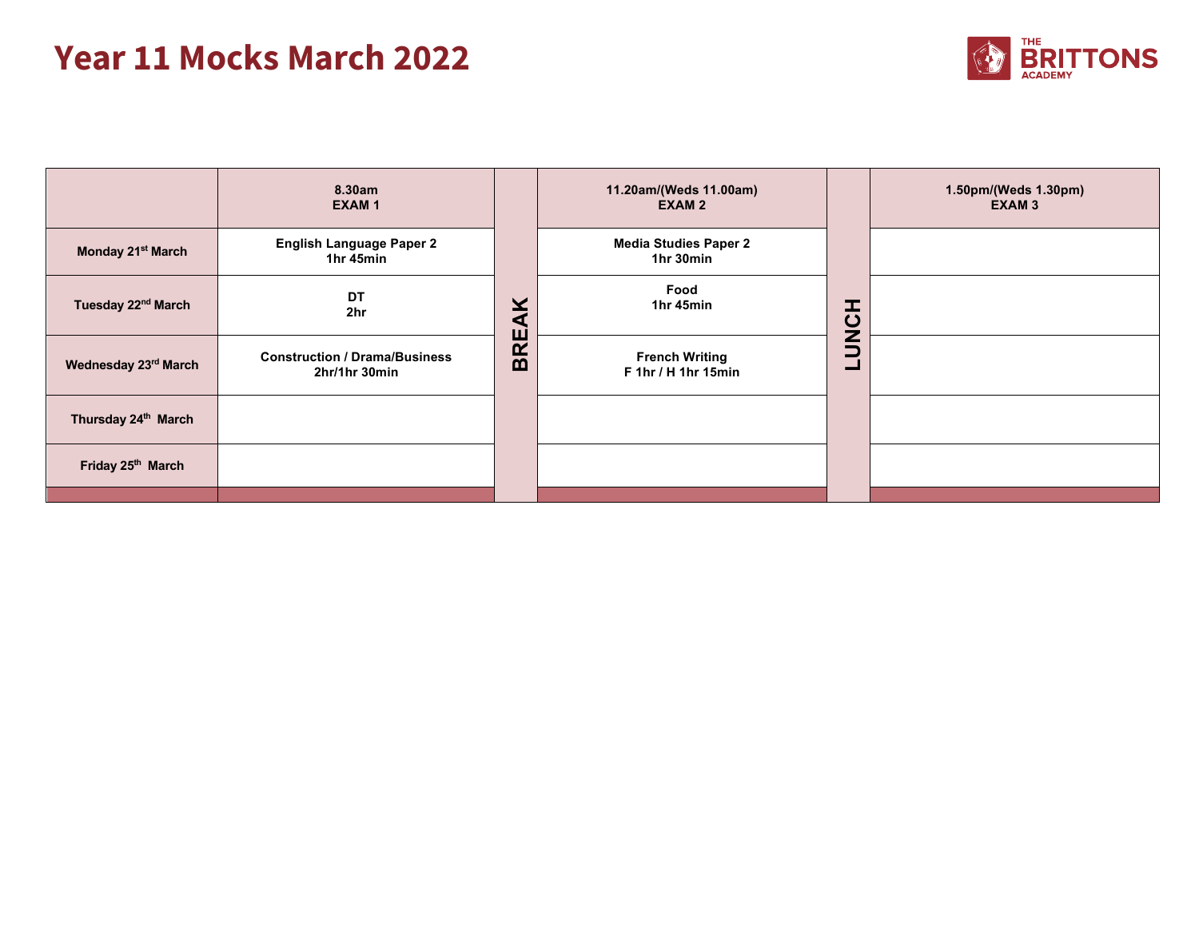# Year 11 Mocks March 2022

THE BRITTONS ACADEMY

| | 8.30am<br>EXAM 1 | | 11.20am/(Weds 11.00am)<br>EXAM 2 | | 1.50pm/(Weds 1.30pm)<br>EXAM 3 |
|---|---|---|---|---|---|
| Monday 21st March | English Language Paper 2<br>1hr 45min | BREAK | Media Studies Paper 2<br>1hr 30min | LUNCH | |
| Tuesday 22nd March | DT<br>2hr | | Food<br>1hr 45min | | |
| Wednesday 23rd March | Construction / Drama/Business<br>2hr/1hr 30min | | French Writing<br>F 1hr / H 1hr 15min | | |
| Thursday 24th March | | | | | |
| Friday 25th March | | | | | |